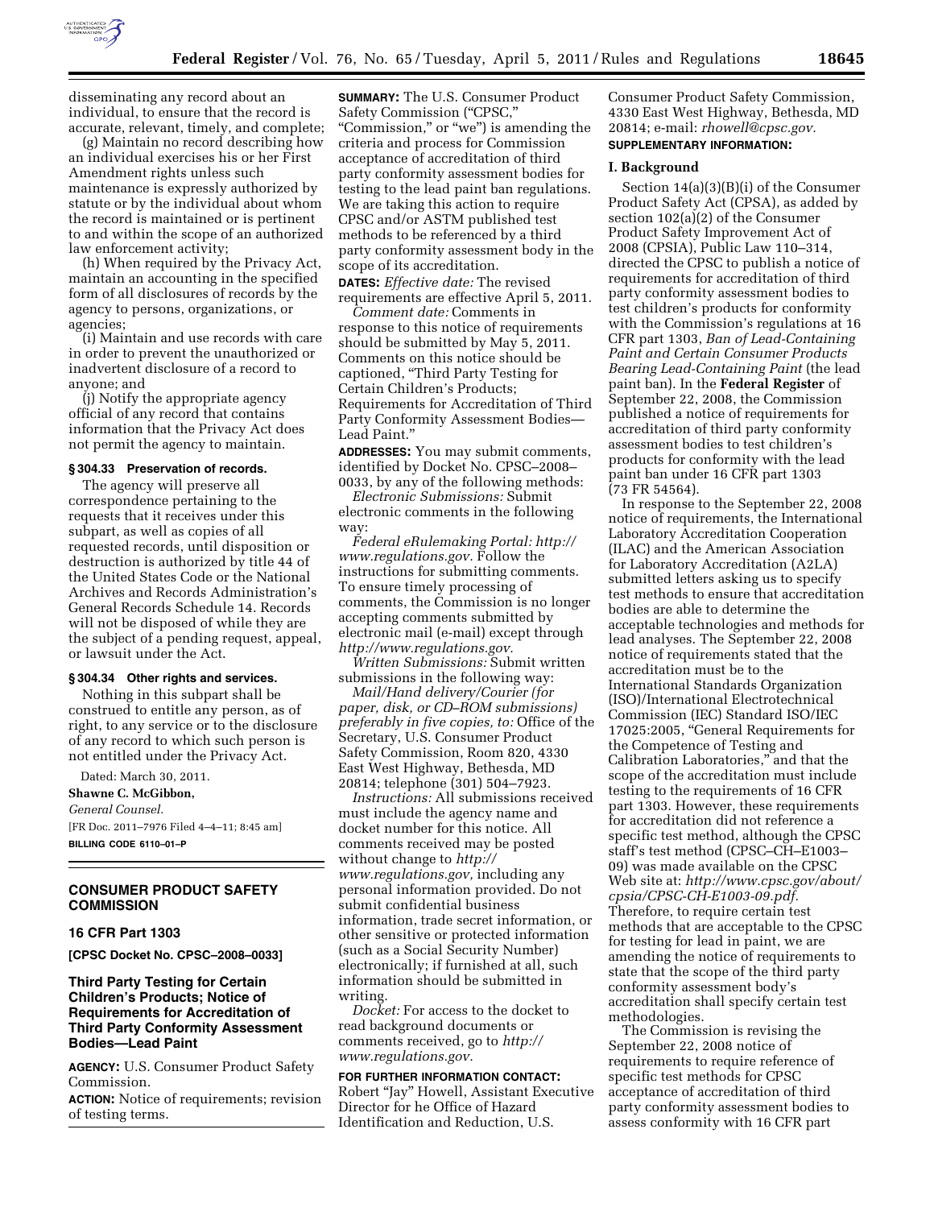disseminating any record about an individual, to ensure that the record is accurate, relevant, timely, and complete;

(g) Maintain no record describing how an individual exercises his or her First Amendment rights unless such maintenance is expressly authorized by statute or by the individual about whom the record is maintained or is pertinent to and within the scope of an authorized law enforcement activity;

(h) When required by the Privacy Act, maintain an accounting in the specified form of all disclosures of records by the agency to persons, organizations, or agencies;

(i) Maintain and use records with care in order to prevent the unauthorized or inadvertent disclosure of a record to anyone; and

(j) Notify the appropriate agency official of any record that contains information that the Privacy Act does not permit the agency to maintain.

**§ 304.33 Preservation of records.**

The agency will preserve all correspondence pertaining to the requests that it receives under this subpart, as well as copies of all requested records, until disposition or destruction is authorized by title 44 of the United States Code or the National Archives and Records Administration's General Records Schedule 14. Records will not be disposed of while they are the subject of a pending request, appeal, or lawsuit under the Act.

**§ 304.34 Other rights and services.**

Nothing in this subpart shall be construed to entitle any person, as of right, to any service or to the disclosure of any record to which such person is not entitled under the Privacy Act.

Dated: March 30, 2011.

**Shawne C. McGibbon,**

*General Counsel.*

[FR Doc. 2011–7976 Filed 4–4–11; 8:45 am]

**BILLING CODE 6110–01–P**

---

## CONSUMER PRODUCT SAFETY COMMISSION

### 16 CFR Part 1303

**[CPSC Docket No. CPSC–2008–0033]**

### Third Party Testing for Certain Children's Products; Notice of Requirements for Accreditation of Third Party Conformity Assessment Bodies—Lead Paint

**AGENCY:** U.S. Consumer Product Safety Commission.

**ACTION:** Notice of requirements; revision of testing terms.

**SUMMARY:** The U.S. Consumer Product Safety Commission ("CPSC," "Commission," or "we") is amending the criteria and process for Commission acceptance of accreditation of third party conformity assessment bodies for testing to the lead paint ban regulations. We are taking this action to require CPSC and/or ASTM published test methods to be referenced by a third party conformity assessment body in the scope of its accreditation.

**DATES:** *Effective date:* The revised requirements are effective April 5, 2011.

*Comment date:* Comments in response to this notice of requirements should be submitted by May 5, 2011. Comments on this notice should be captioned, "Third Party Testing for Certain Children's Products; Requirements for Accreditation of Third Party Conformity Assessment Bodies—Lead Paint."

**ADDRESSES:** You may submit comments, identified by Docket No. CPSC–2008–0033, by any of the following methods:

*Electronic Submissions:* Submit electronic comments in the following way:

*Federal eRulemaking Portal: http://www.regulations.gov.* Follow the instructions for submitting comments. To ensure timely processing of comments, the Commission is no longer accepting comments submitted by electronic mail (e-mail) except through *http://www.regulations.gov.*

*Written Submissions:* Submit written submissions in the following way:

*Mail/Hand delivery/Courier (for paper, disk, or CD–ROM submissions) preferably in five copies, to:* Office of the Secretary, U.S. Consumer Product Safety Commission, Room 820, 4330 East West Highway, Bethesda, MD 20814; telephone (301) 504–7923.

*Instructions:* All submissions received must include the agency name and docket number for this notice. All comments received may be posted without change to *http://www.regulations.gov,* including any personal information provided. Do not submit confidential business information, trade secret information, or other sensitive or protected information (such as a Social Security Number) electronically; if furnished at all, such information should be submitted in writing.

*Docket:* For access to the docket to read background documents or comments received, go to *http://www.regulations.gov.*

**FOR FURTHER INFORMATION CONTACT:** Robert "Jay" Howell, Assistant Executive Director for he Office of Hazard Identification and Reduction, U.S. Consumer Product Safety Commission, 4330 East West Highway, Bethesda, MD 20814; e-mail: *rhowell@cpsc.gov.*

**SUPPLEMENTARY INFORMATION:**

**I. Background**

Section 14(a)(3)(B)(i) of the Consumer Product Safety Act (CPSA), as added by section 102(a)(2) of the Consumer Product Safety Improvement Act of 2008 (CPSIA), Public Law 110–314, directed the CPSC to publish a notice of requirements for accreditation of third party conformity assessment bodies to test children's products for conformity with the Commission's regulations at 16 CFR part 1303, *Ban of Lead-Containing Paint and Certain Consumer Products Bearing Lead-Containing Paint* (the lead paint ban). In the **Federal Register** of September 22, 2008, the Commission published a notice of requirements for accreditation of third party conformity assessment bodies to test children's products for conformity with the lead paint ban under 16 CFR part 1303 (73 FR 54564).

In response to the September 22, 2008 notice of requirements, the International Laboratory Accreditation Cooperation (ILAC) and the American Association for Laboratory Accreditation (A2LA) submitted letters asking us to specify test methods to ensure that accreditation bodies are able to determine the acceptable technologies and methods for lead analyses. The September 22, 2008 notice of requirements stated that the accreditation must be to the International Standards Organization (ISO)/International Electrotechnical Commission (IEC) Standard ISO/IEC 17025:2005, "General Requirements for the Competence of Testing and Calibration Laboratories," and that the scope of the accreditation must include testing to the requirements of 16 CFR part 1303. However, these requirements for accreditation did not reference a specific test method, although the CPSC staff's test method (CPSC–CH–E1003–09) was made available on the CPSC Web site at: *http://www.cpsc.gov/about/cpsia/CPSC-CH-E1003-09.pdf.* Therefore, to require certain test methods that are acceptable to the CPSC for testing for lead in paint, we are amending the notice of requirements to state that the scope of the third party conformity assessment body's accreditation shall specify certain test methodologies.

The Commission is revising the September 22, 2008 notice of requirements to require reference of specific test methods for CPSC acceptance of accreditation of third party conformity assessment bodies to assess conformity with 16 CFR part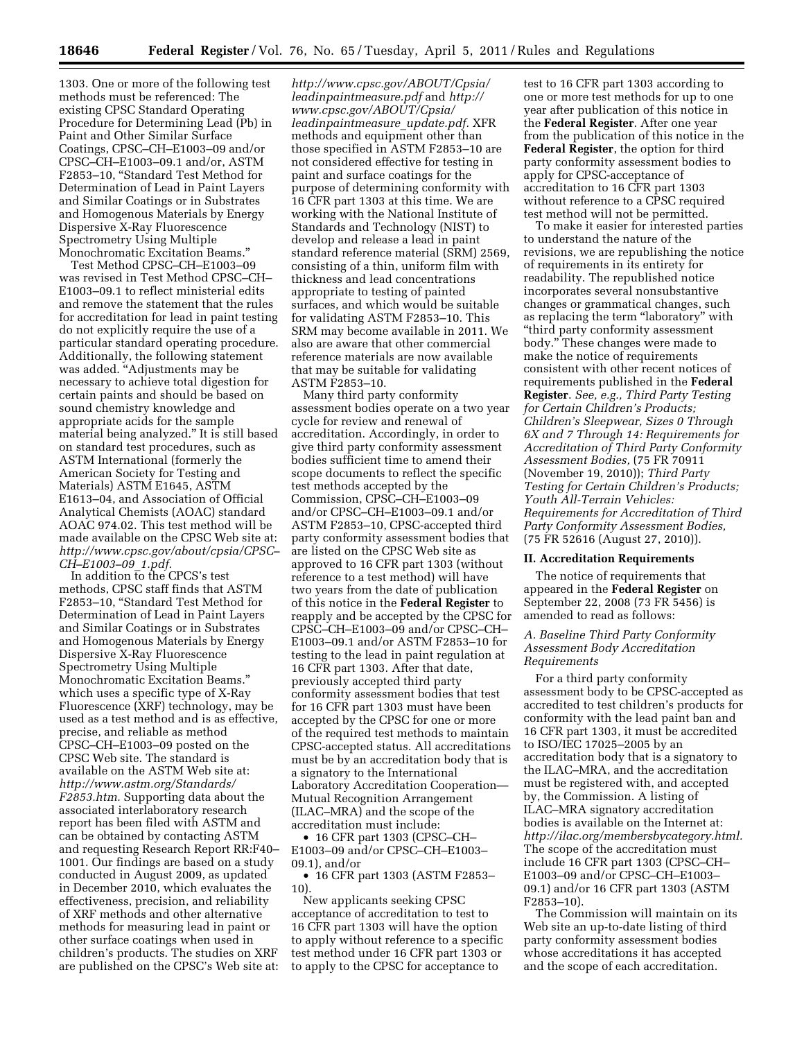1303. One or more of the following test methods must be referenced: The existing CPSC Standard Operating Procedure for Determining Lead (Pb) in Paint and Other Similar Surface Coatings, CPSC–CH–E1003–09 and/or CPSC–CH–E1003–09.1 and/or, ASTM F2853–10, "Standard Test Method for Determination of Lead in Paint Layers and Similar Coatings or in Substrates and Homogenous Materials by Energy Dispersive X-Ray Fluorescence Spectrometry Using Multiple Monochromatic Excitation Beams."

Test Method CPSC–CH–E1003–09 was revised in Test Method CPSC–CH–E1003–09.1 to reflect ministerial edits and remove the statement that the rules for accreditation for lead in paint testing do not explicitly require the use of a particular standard operating procedure. Additionally, the following statement was added. "Adjustments may be necessary to achieve total digestion for certain paints and should be based on sound chemistry knowledge and appropriate acids for the sample material being analyzed." It is still based on standard test procedures, such as ASTM International (formerly the American Society for Testing and Materials) ASTM E1645, ASTM E1613–04, and Association of Official Analytical Chemists (AOAC) standard AOAC 974.02. This test method will be made available on the CPSC Web site at: *http://www.cpsc.gov/about/cpsia/CPSC–CH–E1003–09_1.pdf.*

In addition to the CPCS's test methods, CPSC staff finds that ASTM F2853–10, "Standard Test Method for Determination of Lead in Paint Layers and Similar Coatings or in Substrates and Homogenous Materials by Energy Dispersive X-Ray Fluorescence Spectrometry Using Multiple Monochromatic Excitation Beams." which uses a specific type of X-Ray Fluorescence (XRF) technology, may be used as a test method and is as effective, precise, and reliable as method CPSC–CH–E1003–09 posted on the CPSC Web site. The standard is available on the ASTM Web site at: *http://www.astm.org/Standards/F2853.htm.* Supporting data about the associated interlaboratory research report has been filed with ASTM and can be obtained by contacting ASTM and requesting Research Report RR:F40–1001. Our findings are based on a study conducted in August 2009, as updated in December 2010, which evaluates the effectiveness, precision, and reliability of XRF methods and other alternative methods for measuring lead in paint or other surface coatings when used in children's products. The studies on XRF are published on the CPSC's Web site at: *http://www.cpsc.gov/ABOUT/Cpsia/leadinpaintmeasure.pdf* and *http://www.cpsc.gov/ABOUT/Cpsia/leadinpaintmeasure_update.pdf.* XFR methods and equipment other than those specified in ASTM F2853–10 are not considered effective for testing in paint and surface coatings for the purpose of determining conformity with 16 CFR part 1303 at this time. We are working with the National Institute of Standards and Technology (NIST) to develop and release a lead in paint standard reference material (SRM) 2569, consisting of a thin, uniform film with thickness and lead concentrations appropriate to testing of painted surfaces, and which would be suitable for validating ASTM F2853–10. This SRM may become available in 2011. We also are aware that other commercial reference materials are now available that may be suitable for validating ASTM F2853–10.

Many third party conformity assessment bodies operate on a two year cycle for review and renewal of accreditation. Accordingly, in order to give third party conformity assessment bodies sufficient time to amend their scope documents to reflect the specific test methods accepted by the Commission, CPSC–CH–E1003–09 and/or CPSC–CH–E1003–09.1 and/or ASTM F2853–10, CPSC-accepted third party conformity assessment bodies that are listed on the CPSC Web site as approved to 16 CFR part 1303 (without reference to a test method) will have two years from the date of publication of this notice in the **Federal Register** to reapply and be accepted by the CPSC for CPSC–CH–E1003–09 and/or CPSC–CH–E1003–09.1 and/or ASTM F2853–10 for testing to the lead in paint regulation at 16 CFR part 1303. After that date, previously accepted third party conformity assessment bodies that test for 16 CFR part 1303 must have been accepted by the CPSC for one or more of the required test methods to maintain CPSC-accepted status. All accreditations must be by an accreditation body that is a signatory to the International Laboratory Accreditation Cooperation—Mutual Recognition Arrangement (ILAC–MRA) and the scope of the accreditation must include:

- 16 CFR part 1303 (CPSC–CH–E1003–09 and/or CPSC–CH–E1003–09.1), and/or
- 16 CFR part 1303 (ASTM F2853–10).

New applicants seeking CPSC acceptance of accreditation to test to 16 CFR part 1303 will have the option to apply without reference to a specific test method under 16 CFR part 1303 or to apply to the CPSC for acceptance to test to 16 CFR part 1303 according to one or more test methods for up to one year after publication of this notice in the **Federal Register**. After one year from the publication of this notice in the **Federal Register**, the option for third party conformity assessment bodies to apply for CPSC-acceptance of accreditation to 16 CFR part 1303 without reference to a CPSC required test method will not be permitted.

To make it easier for interested parties to understand the nature of the revisions, we are republishing the notice of requirements in its entirety for readability. The republished notice incorporates several nonsubstantive changes or grammatical changes, such as replacing the term "laboratory" with "third party conformity assessment body." These changes were made to make the notice of requirements consistent with other recent notices of requirements published in the **Federal Register**. *See, e.g., Third Party Testing for Certain Children's Products; Children's Sleepwear, Sizes 0 Through 6X and 7 Through 14: Requirements for Accreditation of Third Party Conformity Assessment Bodies,* (75 FR 70911 (November 19, 2010)); *Third Party Testing for Certain Children's Products; Youth All-Terrain Vehicles: Requirements for Accreditation of Third Party Conformity Assessment Bodies,* (75 FR 52616 (August 27, 2010)).

## II. Accreditation Requirements

The notice of requirements that appeared in the **Federal Register** on September 22, 2008 (73 FR 5456) is amended to read as follows:

### *A. Baseline Third Party Conformity Assessment Body Accreditation Requirements*

For a third party conformity assessment body to be CPSC-accepted as accredited to test children's products for conformity with the lead paint ban and 16 CFR part 1303, it must be accredited to ISO/IEC 17025–2005 by an accreditation body that is a signatory to the ILAC–MRA, and the accreditation must be registered with, and accepted by, the Commission. A listing of ILAC–MRA signatory accreditation bodies is available on the Internet at: *http://ilac.org/membersbycategory.html.* The scope of the accreditation must include 16 CFR part 1303 (CPSC–CH–E1003–09 and/or CPSC–CH–E1003–09.1) and/or 16 CFR part 1303 (ASTM F2853–10).

The Commission will maintain on its Web site an up-to-date listing of third party conformity assessment bodies whose accreditations it has accepted and the scope of each accreditation.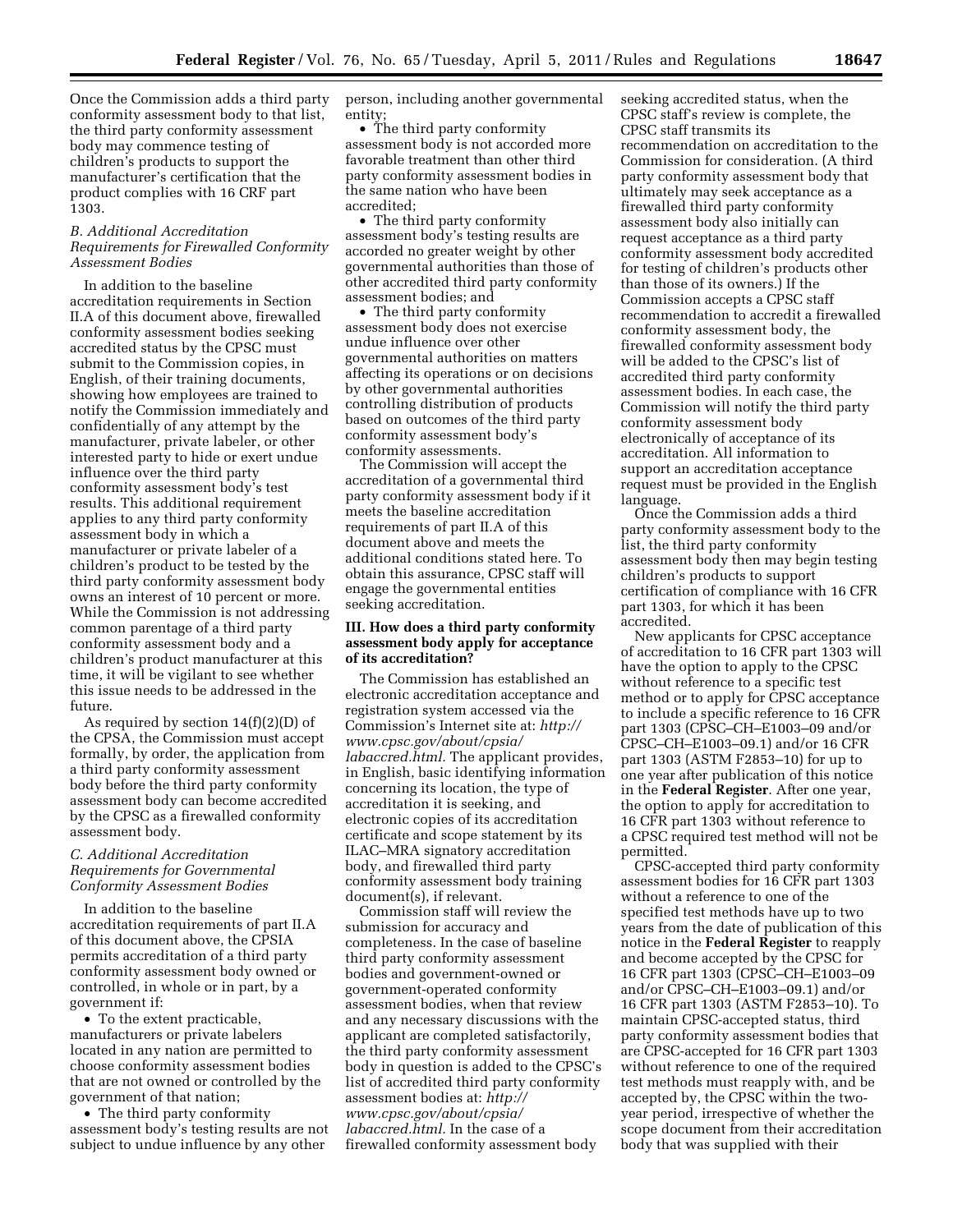Once the Commission adds a third party conformity assessment body to that list, the third party conformity assessment body may commence testing of children's products to support the manufacturer's certification that the product complies with 16 CRF part 1303.

### *B. Additional Accreditation Requirements for Firewalled Conformity Assessment Bodies*

In addition to the baseline accreditation requirements in Section II.A of this document above, firewalled conformity assessment bodies seeking accredited status by the CPSC must submit to the Commission copies, in English, of their training documents, showing how employees are trained to notify the Commission immediately and confidentially of any attempt by the manufacturer, private labeler, or other interested party to hide or exert undue influence over the third party conformity assessment body's test results. This additional requirement applies to any third party conformity assessment body in which a manufacturer or private labeler of a children's product to be tested by the third party conformity assessment body owns an interest of 10 percent or more. While the Commission is not addressing common parentage of a third party conformity assessment body and a children's product manufacturer at this time, it will be vigilant to see whether this issue needs to be addressed in the future.

As required by section 14(f)(2)(D) of the CPSA, the Commission must accept formally, by order, the application from a third party conformity assessment body before the third party conformity assessment body can become accredited by the CPSC as a firewalled conformity assessment body.

### *C. Additional Accreditation Requirements for Governmental Conformity Assessment Bodies*

In addition to the baseline accreditation requirements of part II.A of this document above, the CPSIA permits accreditation of a third party conformity assessment body owned or controlled, in whole or in part, by a government if:

- To the extent practicable, manufacturers or private labelers located in any nation are permitted to choose conformity assessment bodies that are not owned or controlled by the government of that nation;
- The third party conformity assessment body's testing results are not subject to undue influence by any other person, including another governmental entity;
- The third party conformity assessment body is not accorded more favorable treatment than other third party conformity assessment bodies in the same nation who have been accredited;
- The third party conformity assessment body's testing results are accorded no greater weight by other governmental authorities than those of other accredited third party conformity assessment bodies; and
- The third party conformity assessment body does not exercise undue influence over other governmental authorities on matters affecting its operations or on decisions by other governmental authorities controlling distribution of products based on outcomes of the third party conformity assessment body's conformity assessments.

The Commission will accept the accreditation of a governmental third party conformity assessment body if it meets the baseline accreditation requirements of part II.A of this document above and meets the additional conditions stated here. To obtain this assurance, CPSC staff will engage the governmental entities seeking accreditation.

## III. How does a third party conformity assessment body apply for acceptance of its accreditation?

The Commission has established an electronic accreditation acceptance and registration system accessed via the Commission's Internet site at: *http://www.cpsc.gov/about/cpsia/labaccred.html.* The applicant provides, in English, basic identifying information concerning its location, the type of accreditation it is seeking, and electronic copies of its accreditation certificate and scope statement by its ILAC–MRA signatory accreditation body, and firewalled third party conformity assessment body training document(s), if relevant.

Commission staff will review the submission for accuracy and completeness. In the case of baseline third party conformity assessment bodies and government-owned or government-operated conformity assessment bodies, when that review and any necessary discussions with the applicant are completed satisfactorily, the third party conformity assessment body in question is added to the CPSC's list of accredited third party conformity assessment bodies at: *http://www.cpsc.gov/about/cpsia/labaccred.html.* In the case of a firewalled conformity assessment body seeking accredited status, when the CPSC staff's review is complete, the CPSC staff transmits its recommendation on accreditation to the Commission for consideration. (A third party conformity assessment body that ultimately may seek acceptance as a firewalled third party conformity assessment body also initially can request acceptance as a third party conformity assessment body accredited for testing of children's products other than those of its owners.) If the Commission accepts a CPSC staff recommendation to accredit a firewalled conformity assessment body, the firewalled conformity assessment body will be added to the CPSC's list of accredited third party conformity assessment bodies. In each case, the Commission will notify the third party conformity assessment body electronically of acceptance of its accreditation. All information to support an accreditation acceptance request must be provided in the English language.

Once the Commission adds a third party conformity assessment body to the list, the third party conformity assessment body then may begin testing children's products to support certification of compliance with 16 CFR part 1303, for which it has been accredited.

New applicants for CPSC acceptance of accreditation to 16 CFR part 1303 will have the option to apply to the CPSC without reference to a specific test method or to apply for CPSC acceptance to include a specific reference to 16 CFR part 1303 (CPSC–CH–E1003–09 and/or CPSC–CH–E1003–09.1) and/or 16 CFR part 1303 (ASTM F2853–10) for up to one year after publication of this notice in the **Federal Register**. After one year, the option to apply for accreditation to 16 CFR part 1303 without reference to a CPSC required test method will not be permitted.

CPSC-accepted third party conformity assessment bodies for 16 CFR part 1303 without a reference to one of the specified test methods have up to two years from the date of publication of this notice in the **Federal Register** to reapply and become accepted by the CPSC for 16 CFR part 1303 (CPSC–CH–E1003–09 and/or CPSC–CH–E1003–09.1) and/or 16 CFR part 1303 (ASTM F2853–10). To maintain CPSC-accepted status, third party conformity assessment bodies that are CPSC-accepted for 16 CFR part 1303 without reference to one of the required test methods must reapply with, and be accepted by, the CPSC within the two-year period, irrespective of whether the scope document from their accreditation body that was supplied with their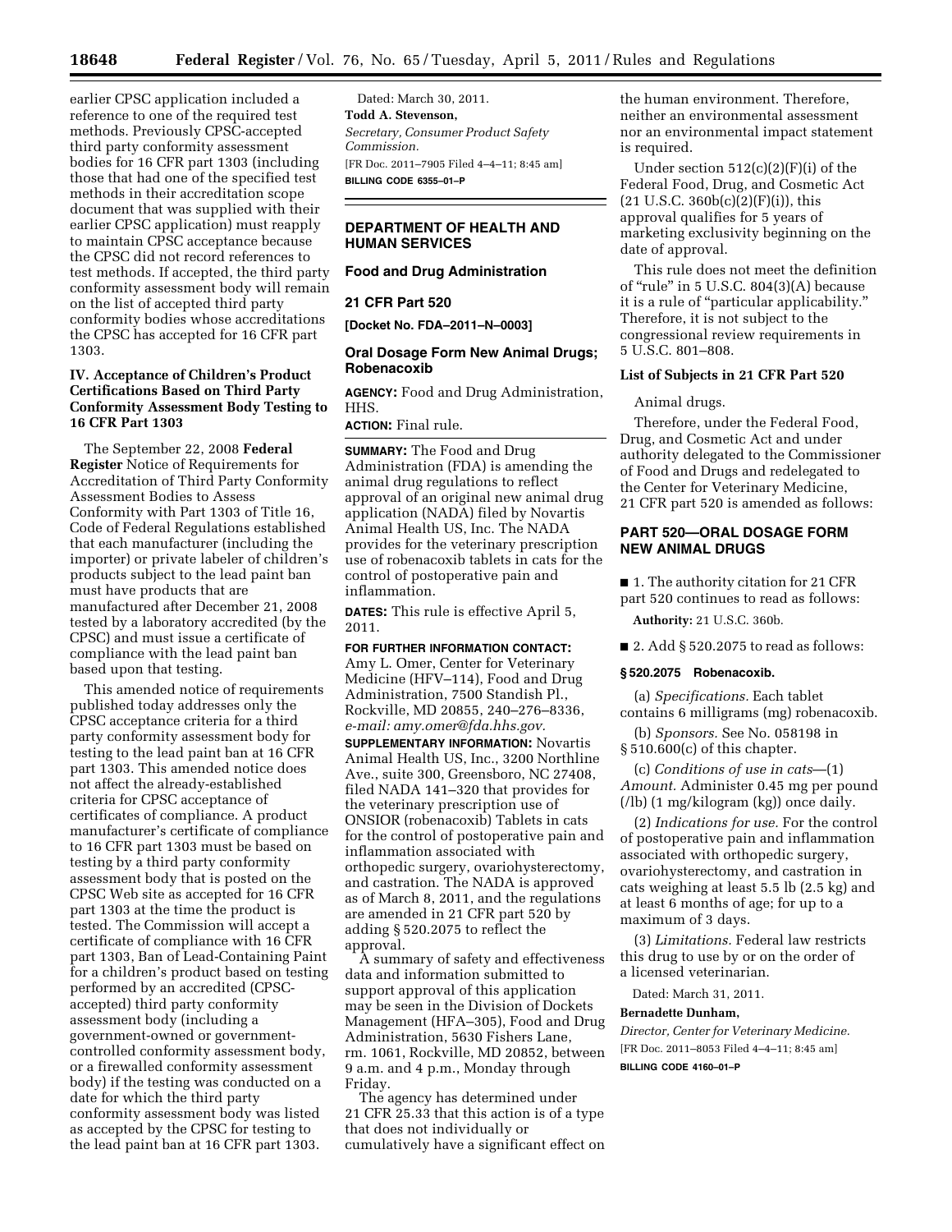earlier CPSC application included a reference to one of the required test methods. Previously CPSC-accepted third party conformity assessment bodies for 16 CFR part 1303 (including those that had one of the specified test methods in their accreditation scope document that was supplied with their earlier CPSC application) must reapply to maintain CPSC acceptance because the CPSC did not record references to test methods. If accepted, the third party conformity assessment body will remain on the list of accepted third party conformity bodies whose accreditations the CPSC has accepted for 16 CFR part 1303.

## IV. Acceptance of Children's Product Certifications Based on Third Party Conformity Assessment Body Testing to 16 CFR Part 1303

The September 22, 2008 **Federal Register** Notice of Requirements for Accreditation of Third Party Conformity Assessment Bodies to Assess Conformity with Part 1303 of Title 16, Code of Federal Regulations established that each manufacturer (including the importer) or private labeler of children's products subject to the lead paint ban must have products that are manufactured after December 21, 2008 tested by a laboratory accredited (by the CPSC) and must issue a certificate of compliance with the lead paint ban based upon that testing.

This amended notice of requirements published today addresses only the CPSC acceptance criteria for a third party conformity assessment body for testing to the lead paint ban at 16 CFR part 1303. This amended notice does not affect the already-established criteria for CPSC acceptance of certificates of compliance. A product manufacturer's certificate of compliance to 16 CFR part 1303 must be based on testing by a third party conformity assessment body that is posted on the CPSC Web site as accepted for 16 CFR part 1303 at the time the product is tested. The Commission will accept a certificate of compliance with 16 CFR part 1303, Ban of Lead-Containing Paint for a children's product based on testing performed by an accredited (CPSC-accepted) third party conformity assessment body (including a government-owned or government-controlled conformity assessment body, or a firewalled conformity assessment body) if the testing was conducted on a date for which the third party conformity assessment body was listed as accepted by the CPSC for testing to the lead paint ban at 16 CFR part 1303.

Dated: March 30, 2011.

**Todd A. Stevenson,**

*Secretary, Consumer Product Safety Commission.*

[FR Doc. 2011–7905 Filed 4–4–11; 8:45 am]

**BILLING CODE 6355–01–P**

---

## DEPARTMENT OF HEALTH AND HUMAN SERVICES

### Food and Drug Administration

### 21 CFR Part 520

**[Docket No. FDA–2011–N–0003]**

### Oral Dosage Form New Animal Drugs; Robenacoxib

**AGENCY:** Food and Drug Administration, HHS.

**ACTION:** Final rule.

**SUMMARY:** The Food and Drug Administration (FDA) is amending the animal drug regulations to reflect approval of an original new animal drug application (NADA) filed by Novartis Animal Health US, Inc. The NADA provides for the veterinary prescription use of robenacoxib tablets in cats for the control of postoperative pain and inflammation.

**DATES:** This rule is effective April 5, 2011.

**FOR FURTHER INFORMATION CONTACT:** Amy L. Omer, Center for Veterinary Medicine (HFV–114), Food and Drug Administration, 7500 Standish Pl., Rockville, MD 20855, 240–276–8336, *e-mail: amy.omer@fda.hhs.gov.*

**SUPPLEMENTARY INFORMATION:** Novartis Animal Health US, Inc., 3200 Northline Ave., suite 300, Greensboro, NC 27408, filed NADA 141–320 that provides for the veterinary prescription use of ONSIOR (robenacoxib) Tablets in cats for the control of postoperative pain and inflammation associated with orthopedic surgery, ovariohysterectomy, and castration. The NADA is approved as of March 8, 2011, and the regulations are amended in 21 CFR part 520 by adding § 520.2075 to reflect the approval.

A summary of safety and effectiveness data and information submitted to support approval of this application may be seen in the Division of Dockets Management (HFA–305), Food and Drug Administration, 5630 Fishers Lane, rm. 1061, Rockville, MD 20852, between 9 a.m. and 4 p.m., Monday through Friday.

The agency has determined under 21 CFR 25.33 that this action is of a type that does not individually or cumulatively have a significant effect on the human environment. Therefore, neither an environmental assessment nor an environmental impact statement is required.

Under section 512(c)(2)(F)(i) of the Federal Food, Drug, and Cosmetic Act (21 U.S.C. 360b(c)(2)(F)(i)), this approval qualifies for 5 years of marketing exclusivity beginning on the date of approval.

This rule does not meet the definition of "rule" in 5 U.S.C. 804(3)(A) because it is a rule of "particular applicability." Therefore, it is not subject to the congressional review requirements in 5 U.S.C. 801–808.

### List of Subjects in 21 CFR Part 520

Animal drugs.

Therefore, under the Federal Food, Drug, and Cosmetic Act and under authority delegated to the Commissioner of Food and Drugs and redelegated to the Center for Veterinary Medicine, 21 CFR part 520 is amended as follows:

## PART 520—ORAL DOSAGE FORM NEW ANIMAL DRUGS

■ 1. The authority citation for 21 CFR part 520 continues to read as follows:

**Authority:** 21 U.S.C. 360b.

■ 2. Add § 520.2075 to read as follows:

### § 520.2075 Robenacoxib.

(a) *Specifications.* Each tablet contains 6 milligrams (mg) robenacoxib.

(b) *Sponsors.* See No. 058198 in § 510.600(c) of this chapter.

(c) *Conditions of use in cats*—(1) *Amount.* Administer 0.45 mg per pound (/lb) (1 mg/kilogram (kg)) once daily.

(2) *Indications for use.* For the control of postoperative pain and inflammation associated with orthopedic surgery, ovariohysterectomy, and castration in cats weighing at least 5.5 lb (2.5 kg) and at least 6 months of age; for up to a maximum of 3 days.

(3) *Limitations.* Federal law restricts this drug to use by or on the order of a licensed veterinarian.

Dated: March 31, 2011.

**Bernadette Dunham,**

*Director, Center for Veterinary Medicine.*

[FR Doc. 2011–8053 Filed 4–4–11; 8:45 am]

**BILLING CODE 4160–01–P**